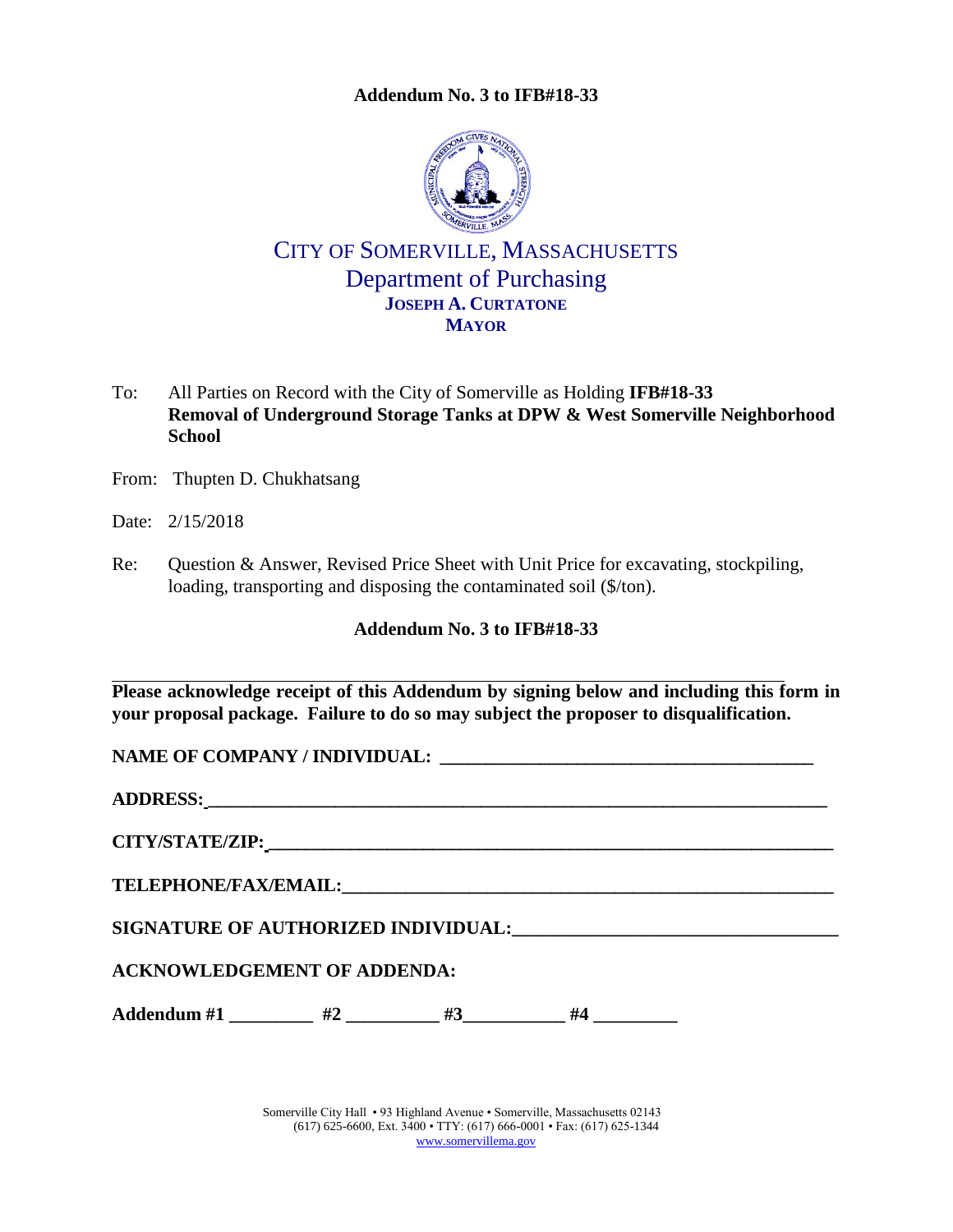**Addendum No. 3 to IFB#18-33**

CITY OF SOMERVILLE, MASSACHUSETTS
Department of Purchasing
**JOSEPH A. CURTATONE**
**MAYOR**

To: All Parties on Record with the City of Somerville as Holding **IFB#18-33 Removal of Underground Storage Tanks at DPW & West Somerville Neighborhood School**

From: Thupten D. Chukhatsang

Date: 2/15/2018

Re: Question & Answer, Revised Price Sheet with Unit Price for excavating, stockpiling, loading, transporting and disposing the contaminated soil ($/ton).

**Addendum No. 3 to IFB#18-33**

---

**Please acknowledge receipt of this Addendum by signing below and including this form in your proposal package. Failure to do so may subject the proposer to disqualification.**

**NAME OF COMPANY / INDIVIDUAL:** ________________________________________

**ADDRESS:** ________________________________________________________________

**CITY/STATE/ZIP:** ___________________________________________________________

**TELEPHONE/FAX/EMAIL:** ____________________________________________________

**SIGNATURE OF AUTHORIZED INDIVIDUAL:** _________________________________

**ACKNOWLEDGEMENT OF ADDENDA:**

**Addendum #1** _________ **#2** __________ **#3**___________ **#4** _________

Somerville City Hall • 93 Highland Avenue • Somerville, Massachusetts 02143
(617) 625-6600, Ext. 3400 • TTY: (617) 666-0001 • Fax: (617) 625-1344
www.somervillema.gov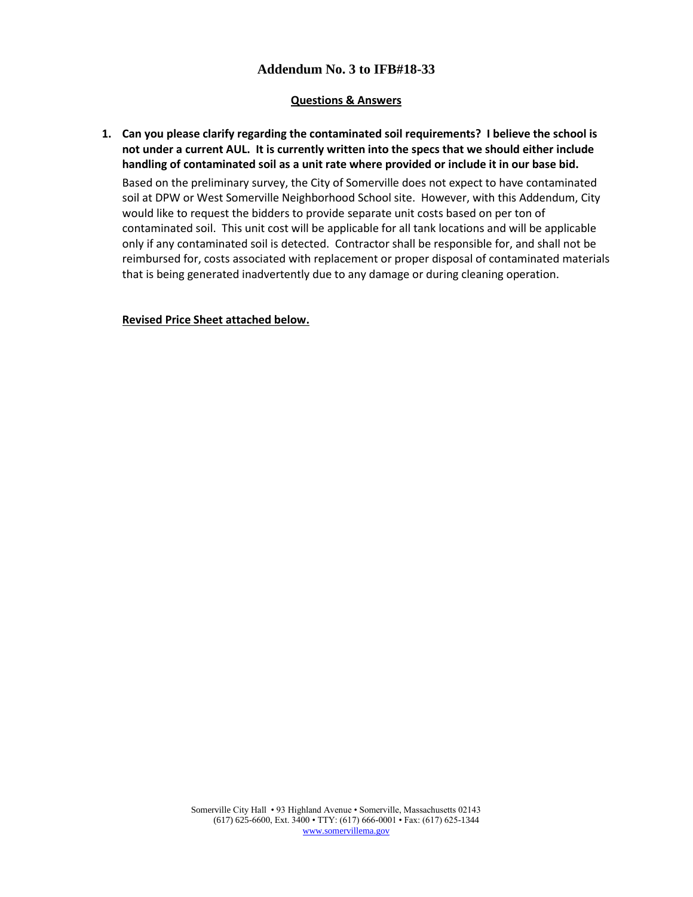# Addendum No. 3 to IFB#18-33

## Questions & Answers

1. **Can you please clarify regarding the contaminated soil requirements? I believe the school is not under a current AUL. It is currently written into the specs that we should either include handling of contaminated soil as a unit rate where provided or include it in our base bid.**

   Based on the preliminary survey, the City of Somerville does not expect to have contaminated soil at DPW or West Somerville Neighborhood School site. However, with this Addendum, City would like to request the bidders to provide separate unit costs based on per ton of contaminated soil. This unit cost will be applicable for all tank locations and will be applicable only if any contaminated soil is detected. Contractor shall be responsible for, and shall not be reimbursed for, costs associated with replacement or proper disposal of contaminated materials that is being generated inadvertently due to any damage or during cleaning operation.

   **Revised Price Sheet attached below.**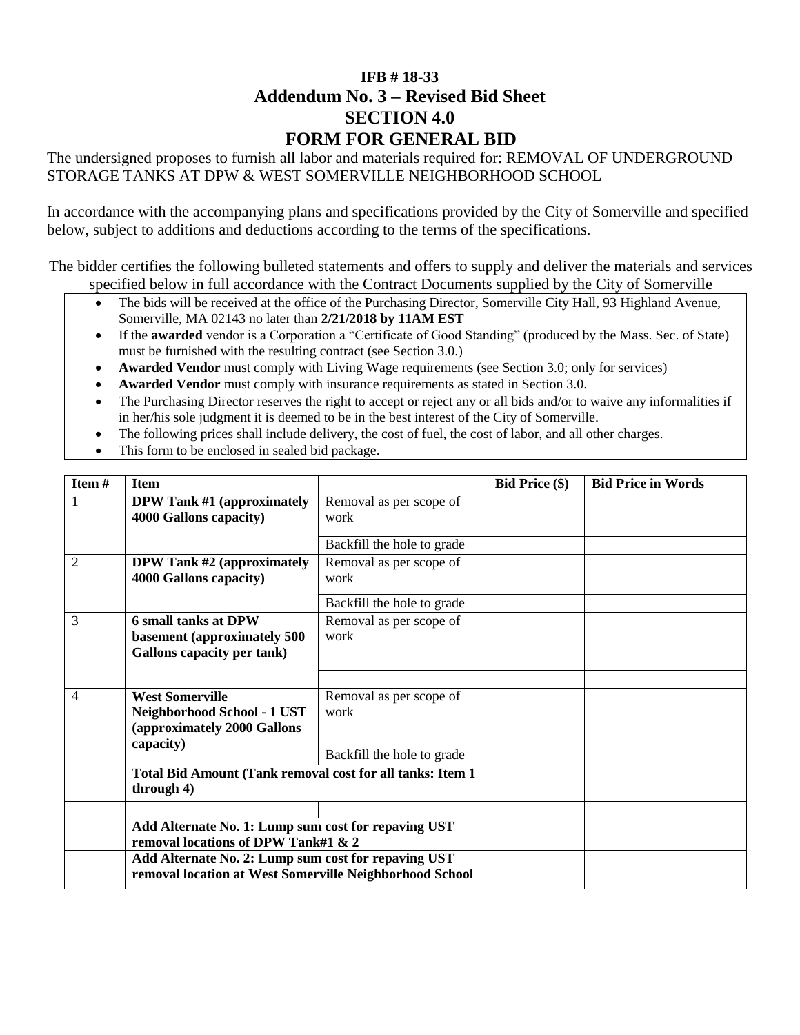# IFB # 18-33
# Addendum No. 3 – Revised Bid Sheet
# SECTION 4.0
# FORM FOR GENERAL BID

The undersigned proposes to furnish all labor and materials required for: REMOVAL OF UNDERGROUND STORAGE TANKS AT DPW & WEST SOMERVILLE NEIGHBORHOOD SCHOOL

In accordance with the accompanying plans and specifications provided by the City of Somerville and specified below, subject to additions and deductions according to the terms of the specifications.

The bidder certifies the following bulleted statements and offers to supply and deliver the materials and services specified below in full accordance with the Contract Documents supplied by the City of Somerville

- The bids will be received at the office of the Purchasing Director, Somerville City Hall, 93 Highland Avenue, Somerville, MA 02143 no later than **2/21/2018 by 11AM EST**
- If the **awarded** vendor is a Corporation a "Certificate of Good Standing" (produced by the Mass. Sec. of State) must be furnished with the resulting contract (see Section 3.0.)
- **Awarded Vendor** must comply with Living Wage requirements (see Section 3.0; only for services)
- **Awarded Vendor** must comply with insurance requirements as stated in Section 3.0.
- The Purchasing Director reserves the right to accept or reject any or all bids and/or to waive any informalities if in her/his sole judgment it is deemed to be in the best interest of the City of Somerville.
- The following prices shall include delivery, the cost of fuel, the cost of labor, and all other charges.
- This form to be enclosed in sealed bid package.

| Item # | Item | | Bid Price ($) | Bid Price in Words |
|---|---|---|---|---|
| 1 | **DPW Tank #1 (approximately 4000 Gallons capacity)** | Removal as per scope of work | | |
| | | Backfill the hole to grade | | |
| 2 | **DPW Tank #2 (approximately 4000 Gallons capacity)** | Removal as per scope of work | | |
| | | Backfill the hole to grade | | |
| 3 | **6 small tanks at DPW basement (approximately 500 Gallons capacity per tank)** | Removal as per scope of work | | |
| | | | | |
| 4 | **West Somerville Neighborhood School - 1 UST (approximately 2000 Gallons capacity)** | Removal as per scope of work | | |
| | | Backfill the hole to grade | | |
| | **Total Bid Amount (Tank removal cost for all tanks: Item 1 through 4)** | | | |
| | | | | |
| | **Add Alternate No. 1: Lump sum cost for repaving UST removal locations of DPW Tank#1 & 2** | | | |
| | **Add Alternate No. 2: Lump sum cost for repaving UST removal location at West Somerville Neighborhood School** | | | |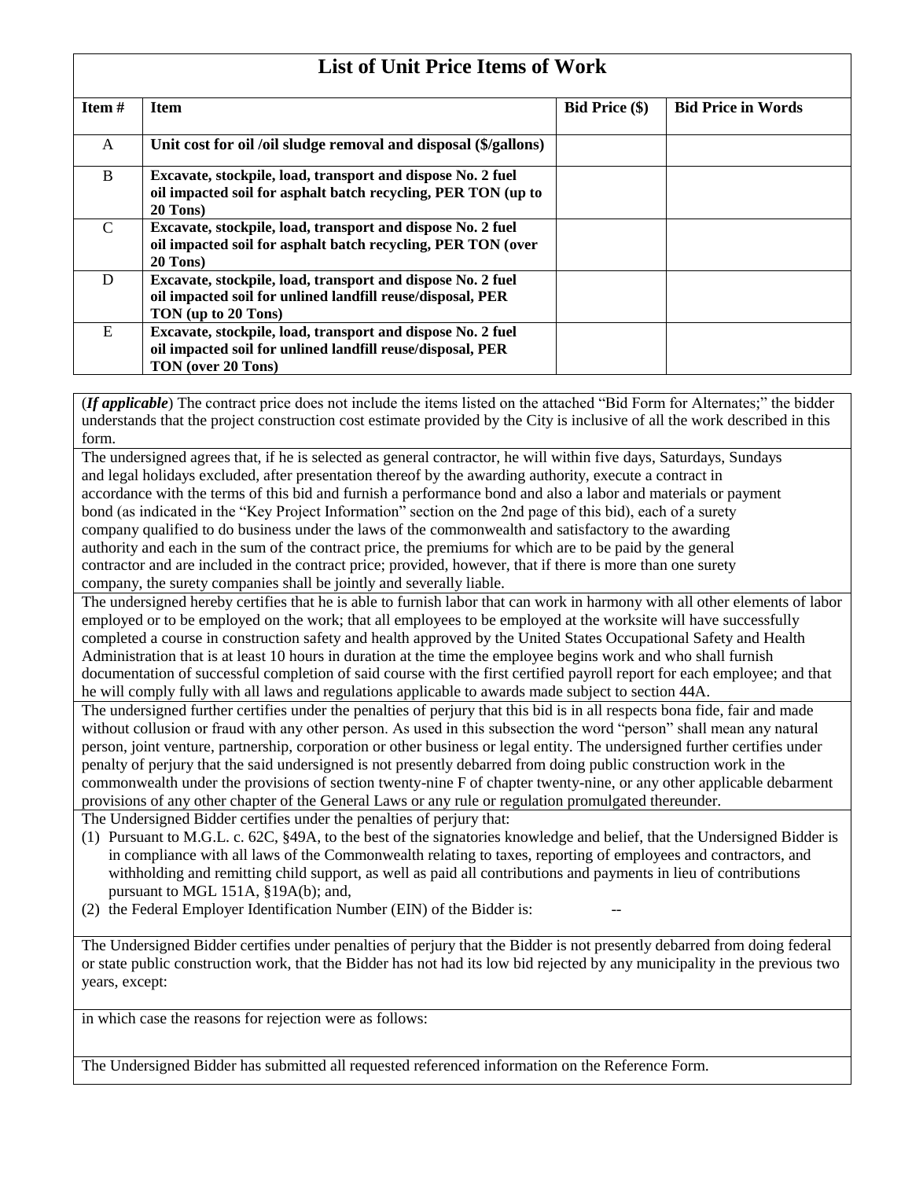## List of Unit Price Items of Work

| Item # | Item | Bid Price ($) | Bid Price in Words |
|---|---|---|---|
| A | **Unit cost for oil /oil sludge removal and disposal ($/gallons)** | | |
| B | **Excavate, stockpile, load, transport and dispose No. 2 fuel oil impacted soil for asphalt batch recycling, PER TON (up to 20 Tons)** | | |
| C | **Excavate, stockpile, load, transport and dispose No. 2 fuel oil impacted soil for asphalt batch recycling, PER TON (over 20 Tons)** | | |
| D | **Excavate, stockpile, load, transport and dispose No. 2 fuel oil impacted soil for unlined landfill reuse/disposal, PER TON (up to 20 Tons)** | | |
| E | **Excavate, stockpile, load, transport and dispose No. 2 fuel oil impacted soil for unlined landfill reuse/disposal, PER TON (over 20 Tons)** | | |

(***If applicable***) The contract price does not include the items listed on the attached "Bid Form for Alternates;" the bidder understands that the project construction cost estimate provided by the City is inclusive of all the work described in this form.

The undersigned agrees that, if he is selected as general contractor, he will within five days, Saturdays, Sundays and legal holidays excluded, after presentation thereof by the awarding authority, execute a contract in accordance with the terms of this bid and furnish a performance bond and also a labor and materials or payment bond (as indicated in the "Key Project Information" section on the 2nd page of this bid), each of a surety company qualified to do business under the laws of the commonwealth and satisfactory to the awarding authority and each in the sum of the contract price, the premiums for which are to be paid by the general contractor and are included in the contract price; provided, however, that if there is more than one surety company, the surety companies shall be jointly and severally liable.

The undersigned hereby certifies that he is able to furnish labor that can work in harmony with all other elements of labor employed or to be employed on the work; that all employees to be employed at the worksite will have successfully completed a course in construction safety and health approved by the United States Occupational Safety and Health Administration that is at least 10 hours in duration at the time the employee begins work and who shall furnish documentation of successful completion of said course with the first certified payroll report for each employee; and that he will comply fully with all laws and regulations applicable to awards made subject to section 44A.

The undersigned further certifies under the penalties of perjury that this bid is in all respects bona fide, fair and made without collusion or fraud with any other person. As used in this subsection the word "person" shall mean any natural person, joint venture, partnership, corporation or other business or legal entity. The undersigned further certifies under penalty of perjury that the said undersigned is not presently debarred from doing public construction work in the commonwealth under the provisions of section twenty-nine F of chapter twenty-nine, or any other applicable debarment provisions of any other chapter of the General Laws or any rule or regulation promulgated thereunder.

The Undersigned Bidder certifies under the penalties of perjury that:

(1) Pursuant to M.G.L. c. 62C, §49A, to the best of the signatories knowledge and belief, that the Undersigned Bidder is in compliance with all laws of the Commonwealth relating to taxes, reporting of employees and contractors, and withholding and remitting child support, as well as paid all contributions and payments in lieu of contributions pursuant to MGL 151A, §19A(b); and,

(2) the Federal Employer Identification Number (EIN) of the Bidder is: --

The Undersigned Bidder certifies under penalties of perjury that the Bidder is not presently debarred from doing federal or state public construction work, that the Bidder has not had its low bid rejected by any municipality in the previous two years, except:

in which case the reasons for rejection were as follows:

The Undersigned Bidder has submitted all requested referenced information on the Reference Form.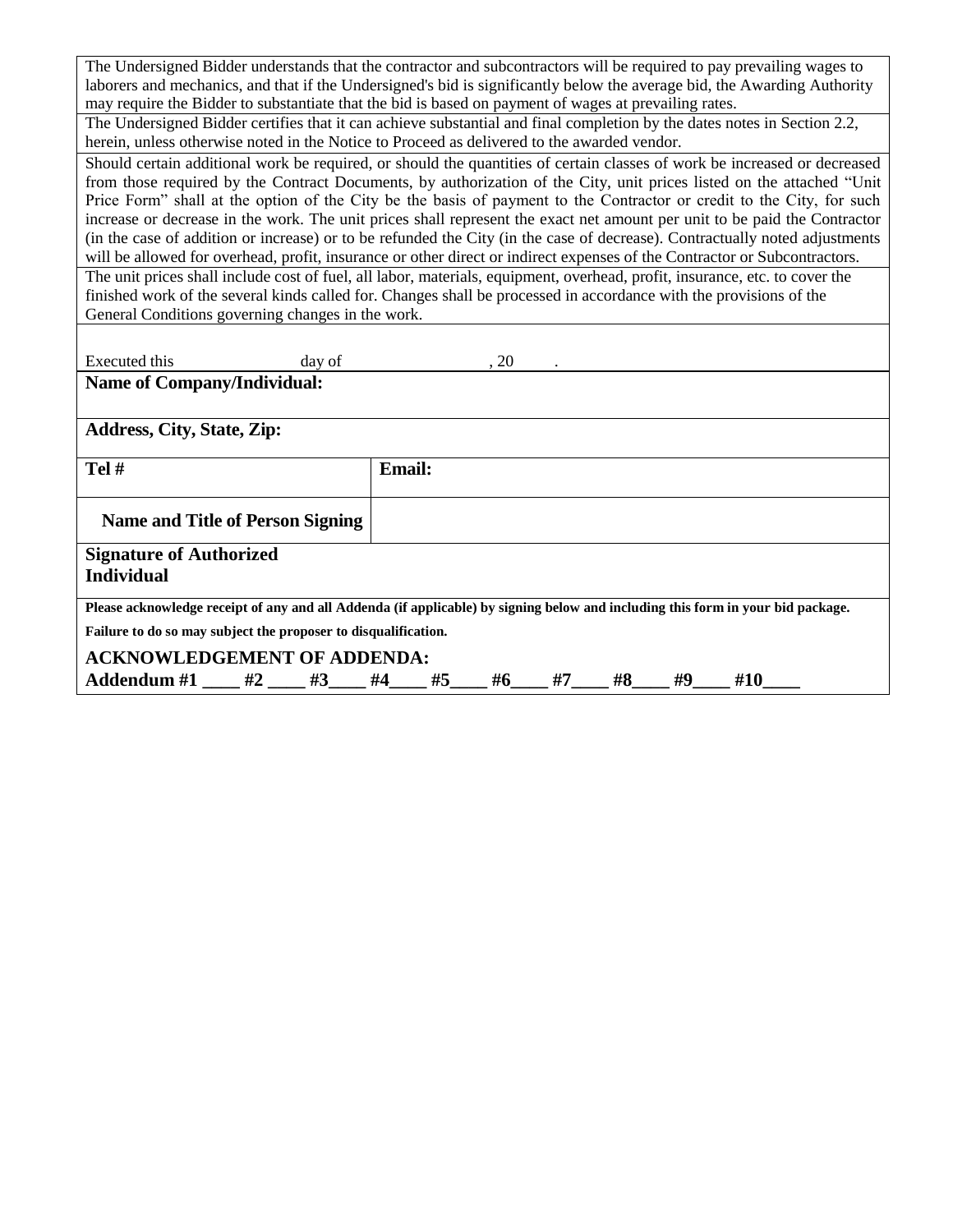The Undersigned Bidder understands that the contractor and subcontractors will be required to pay prevailing wages to laborers and mechanics, and that if the Undersigned's bid is significantly below the average bid, the Awarding Authority may require the Bidder to substantiate that the bid is based on payment of wages at prevailing rates.

The Undersigned Bidder certifies that it can achieve substantial and final completion by the dates notes in Section 2.2, herein, unless otherwise noted in the Notice to Proceed as delivered to the awarded vendor.

Should certain additional work be required, or should the quantities of certain classes of work be increased or decreased from those required by the Contract Documents, by authorization of the City, unit prices listed on the attached "Unit Price Form" shall at the option of the City be the basis of payment to the Contractor or credit to the City, for such increase or decrease in the work. The unit prices shall represent the exact net amount per unit to be paid the Contractor (in the case of addition or increase) or to be refunded the City (in the case of decrease). Contractually noted adjustments will be allowed for overhead, profit, insurance or other direct or indirect expenses of the Contractor or Subcontractors.

The unit prices shall include cost of fuel, all labor, materials, equipment, overhead, profit, insurance, etc. to cover the finished work of the several kinds called for. Changes shall be processed in accordance with the provisions of the General Conditions governing changes in the work.

Executed this __________ day of __________, 20 ____.

| | |
|---|---|
| **Name of Company/Individual:** | |
| **Address, City, State, Zip:** | |
| **Tel #** | **Email:** |
| **Name and Title of Person Signing** | |
| **Signature of Authorized Individual** | |

**Please acknowledge receipt of any and all Addenda (if applicable) by signing below and including this form in your bid package. Failure to do so may subject the proposer to disqualification.**

**ACKNOWLEDGEMENT OF ADDENDA:**

**Addendum #1 ____ #2 ____ #3____ #4____ #5____ #6____ #7____ #8____ #9____ #10____**